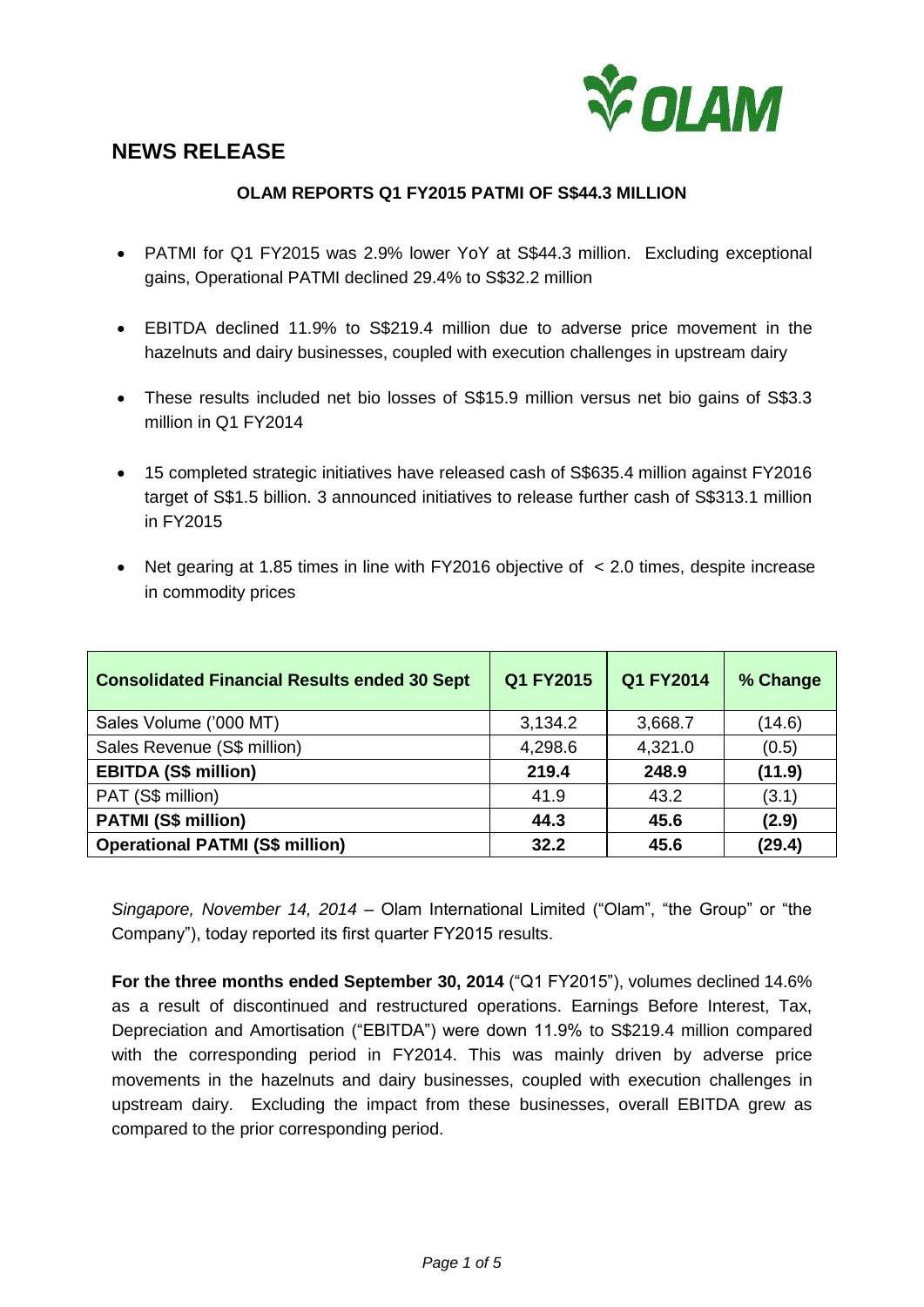# NEWS RELEASE

**OLAM REPORTS Q1 FY2015 PATMI OF S$44.3 MILLION**

- PATMI for Q1 FY2015 was 2.9% lower YoY at S$44.3 million. Excluding exceptional gains, Operational PATMI declined 29.4% to S$32.2 million
- EBITDA declined 11.9% to S$219.4 million due to adverse price movement in the hazelnuts and dairy businesses, coupled with execution challenges in upstream dairy
- These results included net bio losses of S$15.9 million versus net bio gains of S$3.3 million in Q1 FY2014
- 15 completed strategic initiatives have released cash of S$635.4 million against FY2016 target of S$1.5 billion. 3 announced initiatives to release further cash of S$313.1 million in FY2015
- Net gearing at 1.85 times in line with FY2016 objective of < 2.0 times, despite increase in commodity prices

| **Consolidated Financial Results ended 30 Sept** | **Q1 FY2015** | **Q1 FY2014** | **% Change** |
|---|---|---|---|
| Sales Volume ('000 MT) | 3,134.2 | 3,668.7 | (14.6) |
| Sales Revenue (S$ million) | 4,298.6 | 4,321.0 | (0.5) |
| **EBITDA (S$ million)** | **219.4** | **248.9** | **(11.9)** |
| PAT (S$ million) | 41.9 | 43.2 | (3.1) |
| **PATMI (S$ million)** | **44.3** | **45.6** | **(2.9)** |
| **Operational PATMI (S$ million)** | **32.2** | **45.6** | **(29.4)** |

*Singapore, November 14, 2014* – Olam International Limited ("Olam", "the Group" or "the Company"), today reported its first quarter FY2015 results.

**For the three months ended September 30, 2014** ("Q1 FY2015"), volumes declined 14.6% as a result of discontinued and restructured operations. Earnings Before Interest, Tax, Depreciation and Amortisation ("EBITDA") were down 11.9% to S$219.4 million compared with the corresponding period in FY2014. This was mainly driven by adverse price movements in the hazelnuts and dairy businesses, coupled with execution challenges in upstream dairy. Excluding the impact from these businesses, overall EBITDA grew as compared to the prior corresponding period.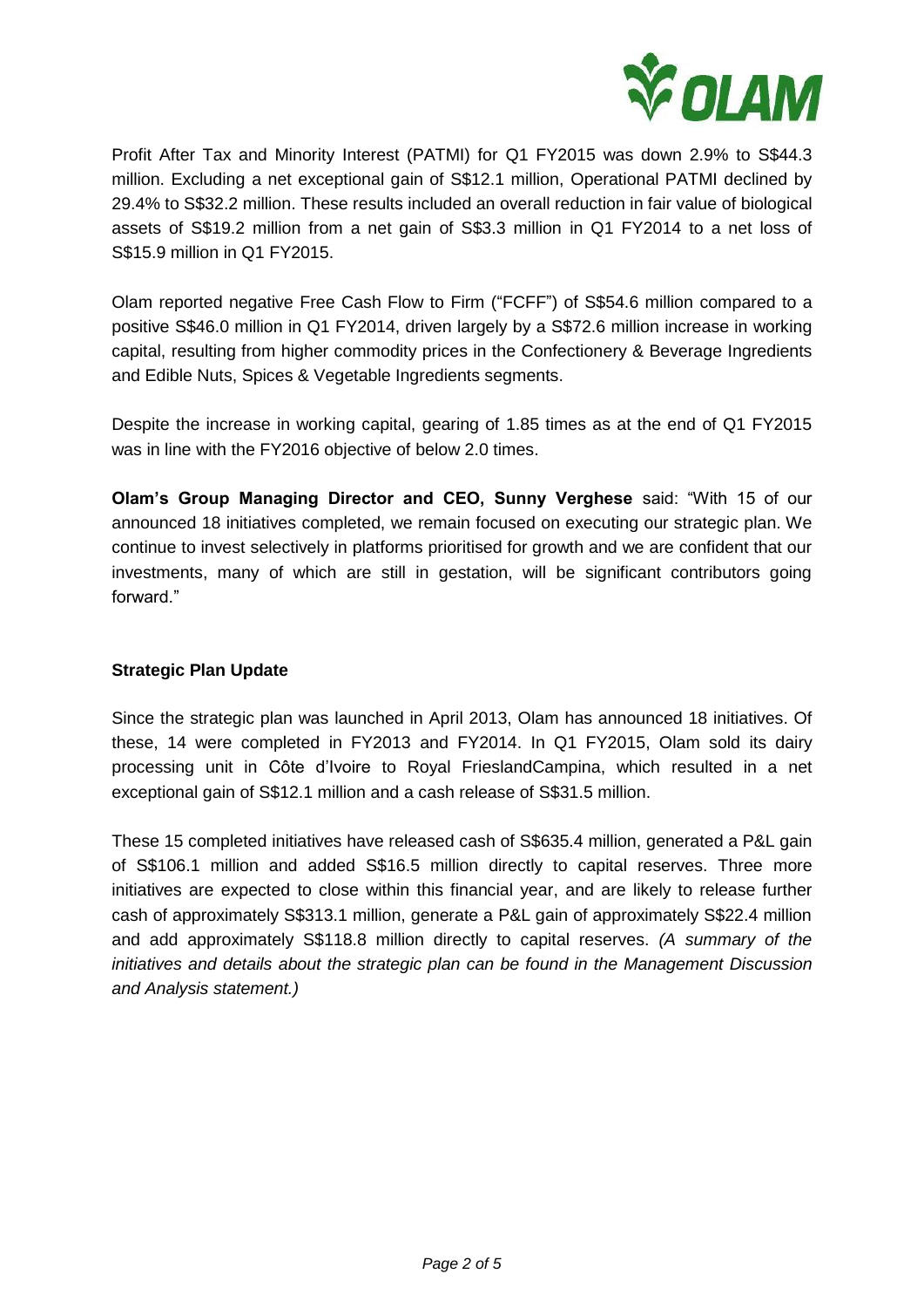Profit After Tax and Minority Interest (PATMI) for Q1 FY2015 was down 2.9% to S$44.3 million. Excluding a net exceptional gain of S$12.1 million, Operational PATMI declined by 29.4% to S$32.2 million. These results included an overall reduction in fair value of biological assets of S$19.2 million from a net gain of S$3.3 million in Q1 FY2014 to a net loss of S$15.9 million in Q1 FY2015.

Olam reported negative Free Cash Flow to Firm ("FCFF") of S$54.6 million compared to a positive S$46.0 million in Q1 FY2014, driven largely by a S$72.6 million increase in working capital, resulting from higher commodity prices in the Confectionery & Beverage Ingredients and Edible Nuts, Spices & Vegetable Ingredients segments.

Despite the increase in working capital, gearing of 1.85 times as at the end of Q1 FY2015 was in line with the FY2016 objective of below 2.0 times.

**Olam's Group Managing Director and CEO, Sunny Verghese** said: "With 15 of our announced 18 initiatives completed, we remain focused on executing our strategic plan. We continue to invest selectively in platforms prioritised for growth and we are confident that our investments, many of which are still in gestation, will be significant contributors going forward."

**Strategic Plan Update**

Since the strategic plan was launched in April 2013, Olam has announced 18 initiatives. Of these, 14 were completed in FY2013 and FY2014. In Q1 FY2015, Olam sold its dairy processing unit in Côte d'Ivoire to Royal FrieslandCampina, which resulted in a net exceptional gain of S$12.1 million and a cash release of S$31.5 million.

These 15 completed initiatives have released cash of S$635.4 million, generated a P&L gain of S$106.1 million and added S$16.5 million directly to capital reserves. Three more initiatives are expected to close within this financial year, and are likely to release further cash of approximately S$313.1 million, generate a P&L gain of approximately S$22.4 million and add approximately S$118.8 million directly to capital reserves. *(A summary of the initiatives and details about the strategic plan can be found in the Management Discussion and Analysis statement.)*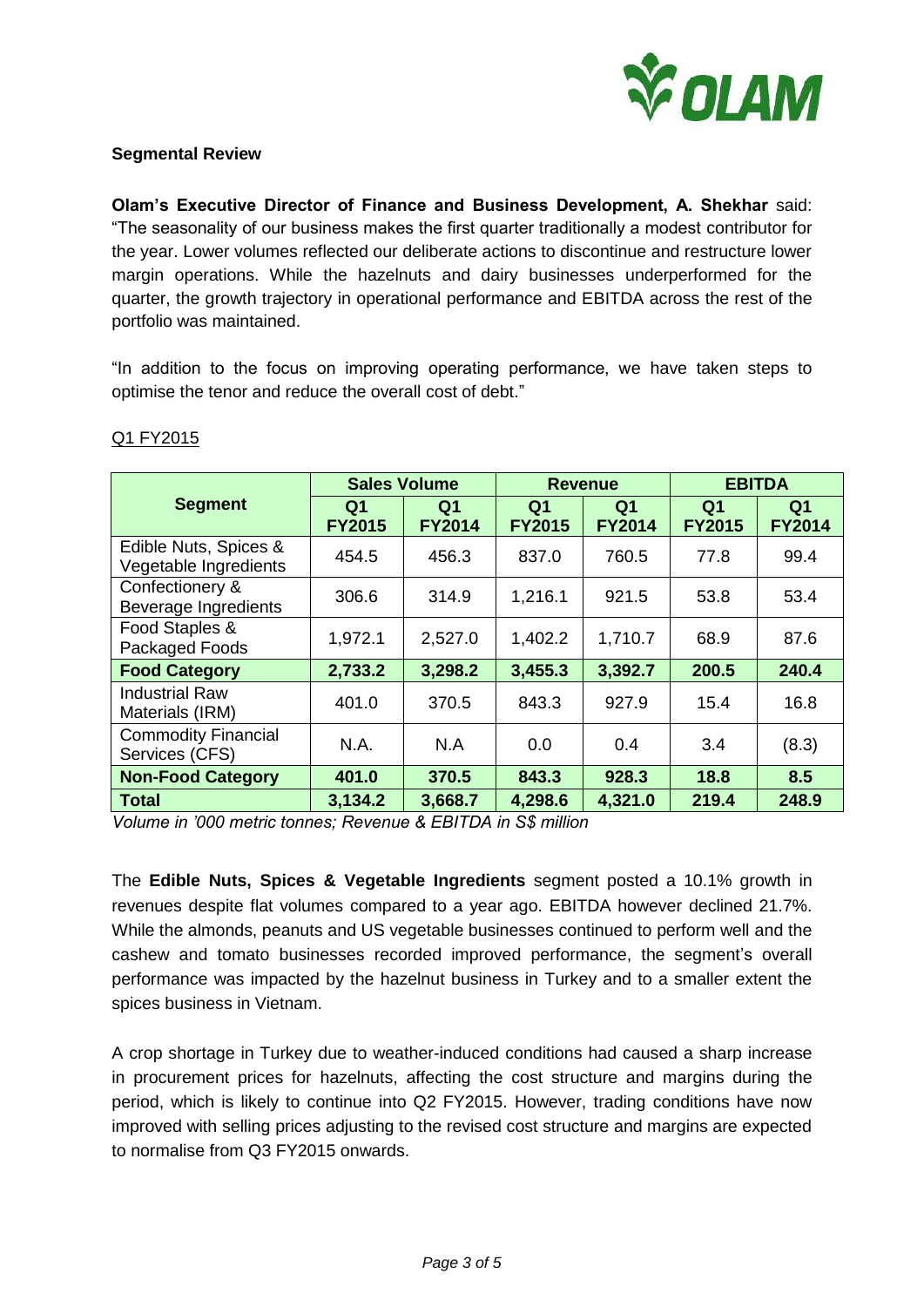## Segmental Review

**Olam's Executive Director of Finance and Business Development, A. Shekhar** said: "The seasonality of our business makes the first quarter traditionally a modest contributor for the year. Lower volumes reflected our deliberate actions to discontinue and restructure lower margin operations. While the hazelnuts and dairy businesses underperformed for the quarter, the growth trajectory in operational performance and EBITDA across the rest of the portfolio was maintained.

"In addition to the focus on improving operating performance, we have taken steps to optimise the tenor and reduce the overall cost of debt."

Q1 FY2015

| Segment | Sales Volume | | Revenue | | EBITDA | |
|---|---|---|---|---|---|---|
| | Q1 FY2015 | Q1 FY2014 | Q1 FY2015 | Q1 FY2014 | Q1 FY2015 | Q1 FY2014 |
| Edible Nuts, Spices & Vegetable Ingredients | 454.5 | 456.3 | 837.0 | 760.5 | 77.8 | 99.4 |
| Confectionery & Beverage Ingredients | 306.6 | 314.9 | 1,216.1 | 921.5 | 53.8 | 53.4 |
| Food Staples & Packaged Foods | 1,972.1 | 2,527.0 | 1,402.2 | 1,710.7 | 68.9 | 87.6 |
| **Food Category** | **2,733.2** | **3,298.2** | **3,455.3** | **3,392.7** | **200.5** | **240.4** |
| Industrial Raw Materials (IRM) | 401.0 | 370.5 | 843.3 | 927.9 | 15.4 | 16.8 |
| Commodity Financial Services (CFS) | N.A. | N.A | 0.0 | 0.4 | 3.4 | (8.3) |
| **Non-Food Category** | **401.0** | **370.5** | **843.3** | **928.3** | **18.8** | **8.5** |
| **Total** | **3,134.2** | **3,668.7** | **4,298.6** | **4,321.0** | **219.4** | **248.9** |

*Volume in '000 metric tonnes; Revenue & EBITDA in S$ million*

The **Edible Nuts, Spices & Vegetable Ingredients** segment posted a 10.1% growth in revenues despite flat volumes compared to a year ago. EBITDA however declined 21.7%. While the almonds, peanuts and US vegetable businesses continued to perform well and the cashew and tomato businesses recorded improved performance, the segment's overall performance was impacted by the hazelnut business in Turkey and to a smaller extent the spices business in Vietnam.

A crop shortage in Turkey due to weather-induced conditions had caused a sharp increase in procurement prices for hazelnuts, affecting the cost structure and margins during the period, which is likely to continue into Q2 FY2015. However, trading conditions have now improved with selling prices adjusting to the revised cost structure and margins are expected to normalise from Q3 FY2015 onwards.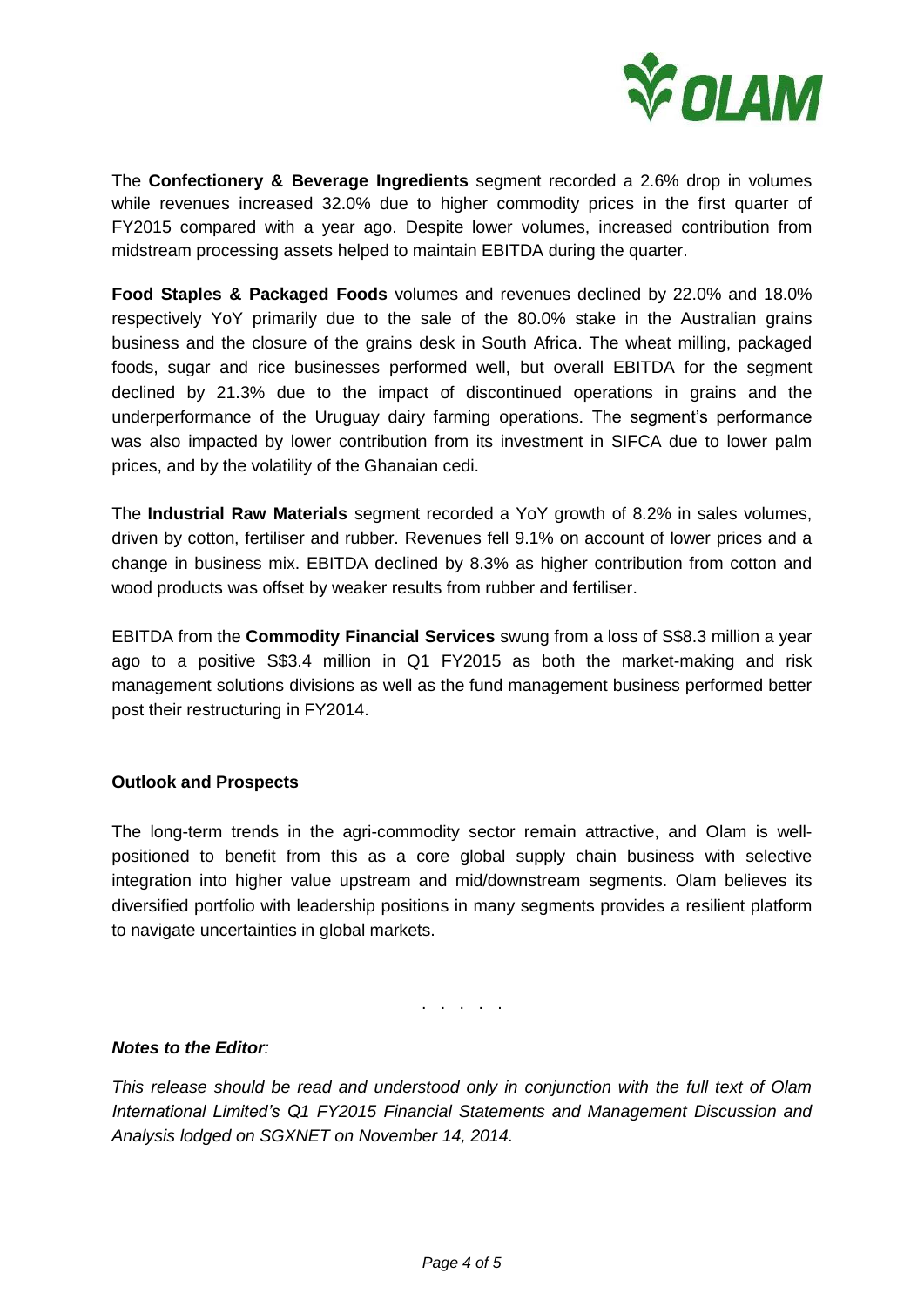The **Confectionery & Beverage Ingredients** segment recorded a 2.6% drop in volumes while revenues increased 32.0% due to higher commodity prices in the first quarter of FY2015 compared with a year ago. Despite lower volumes, increased contribution from midstream processing assets helped to maintain EBITDA during the quarter.

**Food Staples & Packaged Foods** volumes and revenues declined by 22.0% and 18.0% respectively YoY primarily due to the sale of the 80.0% stake in the Australian grains business and the closure of the grains desk in South Africa. The wheat milling, packaged foods, sugar and rice businesses performed well, but overall EBITDA for the segment declined by 21.3% due to the impact of discontinued operations in grains and the underperformance of the Uruguay dairy farming operations. The segment's performance was also impacted by lower contribution from its investment in SIFCA due to lower palm prices, and by the volatility of the Ghanaian cedi.

The **Industrial Raw Materials** segment recorded a YoY growth of 8.2% in sales volumes, driven by cotton, fertiliser and rubber. Revenues fell 9.1% on account of lower prices and a change in business mix. EBITDA declined by 8.3% as higher contribution from cotton and wood products was offset by weaker results from rubber and fertiliser.

EBITDA from the **Commodity Financial Services** swung from a loss of S$8.3 million a year ago to a positive S$3.4 million in Q1 FY2015 as both the market-making and risk management solutions divisions as well as the fund management business performed better post their restructuring in FY2014.

**Outlook and Prospects**

The long-term trends in the agri-commodity sector remain attractive, and Olam is well-positioned to benefit from this as a core global supply chain business with selective integration into higher value upstream and mid/downstream segments. Olam believes its diversified portfolio with leadership positions in many segments provides a resilient platform to navigate uncertainties in global markets.

. . . . .

***Notes to the Editor:***

*This release should be read and understood only in conjunction with the full text of Olam International Limited's Q1 FY2015 Financial Statements and Management Discussion and Analysis lodged on SGXNET on November 14, 2014.*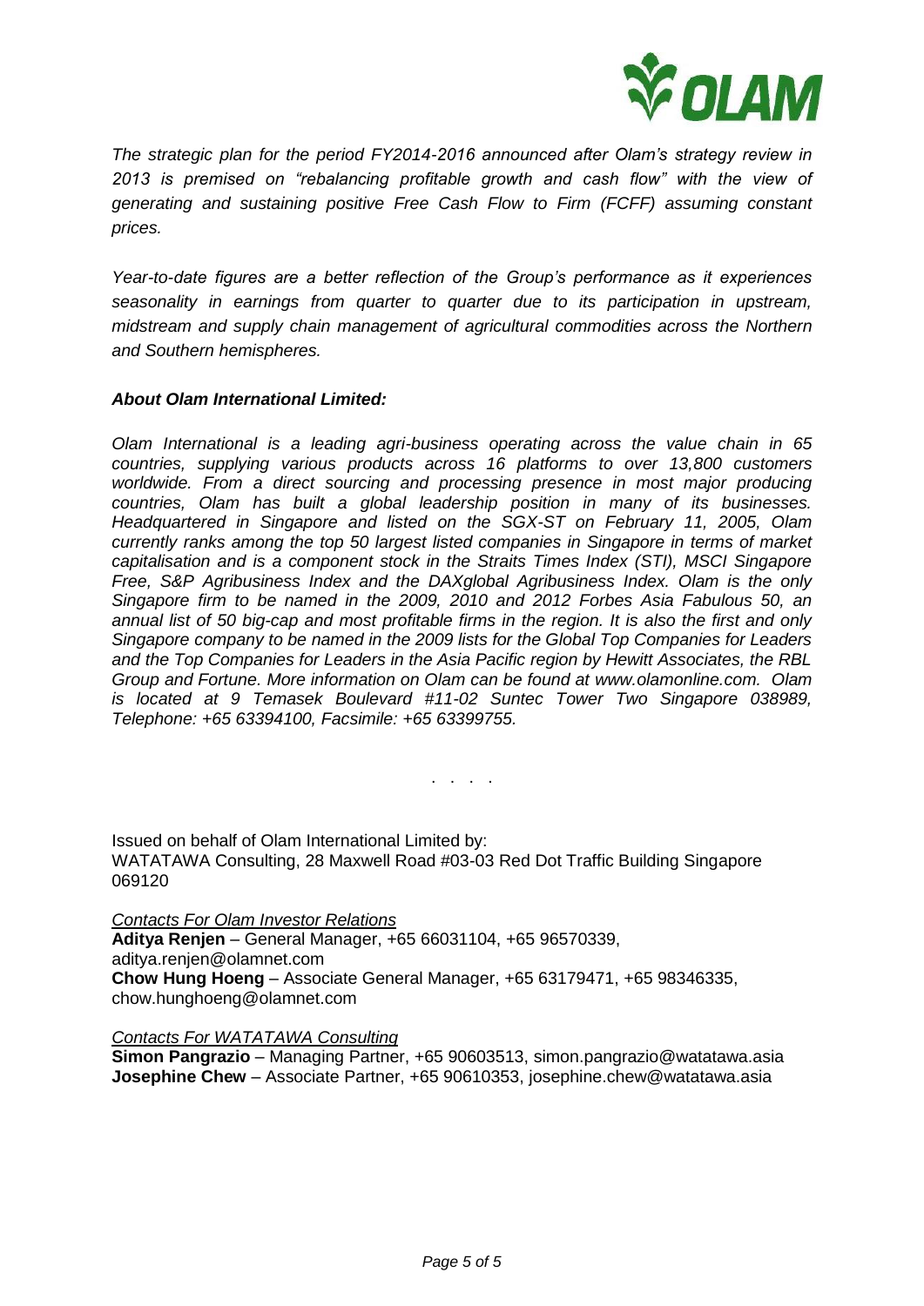*The strategic plan for the period FY2014-2016 announced after Olam's strategy review in 2013 is premised on "rebalancing profitable growth and cash flow" with the view of generating and sustaining positive Free Cash Flow to Firm (FCFF) assuming constant prices.*

*Year-to-date figures are a better reflection of the Group's performance as it experiences seasonality in earnings from quarter to quarter due to its participation in upstream, midstream and supply chain management of agricultural commodities across the Northern and Southern hemispheres.*

***About Olam International Limited:***

*Olam International is a leading agri-business operating across the value chain in 65 countries, supplying various products across 16 platforms to over 13,800 customers worldwide. From a direct sourcing and processing presence in most major producing countries, Olam has built a global leadership position in many of its businesses. Headquartered in Singapore and listed on the SGX-ST on February 11, 2005, Olam currently ranks among the top 50 largest listed companies in Singapore in terms of market capitalisation and is a component stock in the Straits Times Index (STI), MSCI Singapore Free, S&P Agribusiness Index and the DAXglobal Agribusiness Index. Olam is the only Singapore firm to be named in the 2009, 2010 and 2012 Forbes Asia Fabulous 50, an annual list of 50 big-cap and most profitable firms in the region. It is also the first and only Singapore company to be named in the 2009 lists for the Global Top Companies for Leaders and the Top Companies for Leaders in the Asia Pacific region by Hewitt Associates, the RBL Group and Fortune. More information on Olam can be found at www.olamonline.com. Olam is located at 9 Temasek Boulevard #11-02 Suntec Tower Two Singapore 038989, Telephone: +65 63394100, Facsimile: +65 63399755.*

. . . .

Issued on behalf of Olam International Limited by:
WATATAWA Consulting, 28 Maxwell Road #03-03 Red Dot Traffic Building Singapore 069120

*Contacts For Olam Investor Relations*
**Aditya Renjen** – General Manager, +65 66031104, +65 96570339, aditya.renjen@olamnet.com
**Chow Hung Hoeng** – Associate General Manager, +65 63179471, +65 98346335, chow.hunghoeng@olamnet.com

*Contacts For WATATAWA Consulting*
**Simon Pangrazio** – Managing Partner, +65 90603513, simon.pangrazio@watatawa.asia
**Josephine Chew** – Associate Partner, +65 90610353, josephine.chew@watatawa.asia